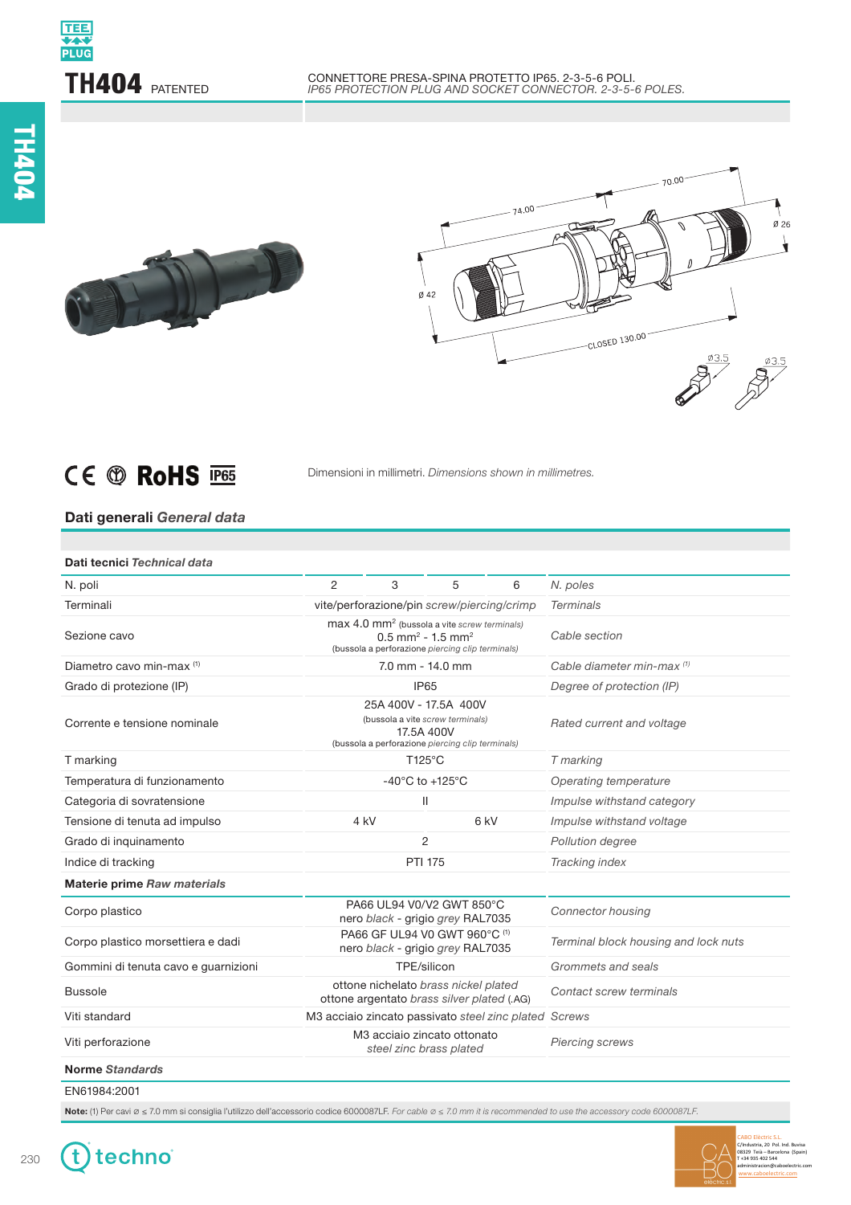# TH404 PATENTED

CONNETTORE PRESA-SPINA PROTETTO IP65. 2-3-5-6 POLI.
*IP65 PROTECTION PLUG AND SOCKET CONNECTOR. 2-3-5-6 POLES.*

74.00 — 70.00 — Ø 26 — Ø 42 — CLOSED 130.00 — Ø3.5 — Ø3.5

Dimensioni in millimetri. *Dimensions shown in millimetres.*

## Dati generali *General data*

| Dati tecnici *Technical data* | | | | | |
|---|---|---|---|---|---|
| N. poli | 2 | 3 | 5 | 6 | *N. poles* |
| Terminali | vite/perforazione/pin *screw/piercing/crimp* | | | | *Terminals* |
| Sezione cavo | max 4.0 mm² (bussola a vite *screw terminals*) 0.5 mm² - 1.5 mm² (bussola a perforazione *piercing clip terminals*) | | | | *Cable section* |
| Diametro cavo min-max (1) | 7.0 mm - 14.0 mm | | | | *Cable diameter min-max (1)* |
| Grado di protezione (IP) | IP65 | | | | *Degree of protection (IP)* |
| Corrente e tensione nominale | 25A 400V - 17.5A 400V (bussola a vite *screw terminals*) 17.5A 400V (bussola a perforazione *piercing clip terminals*) | | | | *Rated current and voltage* |
| T marking | T125°C | | | | *T marking* |
| Temperatura di funzionamento | -40°C to +125°C | | | | *Operating temperature* |
| Categoria di sovratensione | II | | | | *Impulse withstand category* |
| Tensione di tenuta ad impulso | 4 kV | | 6 kV | | *Impulse withstand voltage* |
| Grado di inquinamento | 2 | | | | *Pollution degree* |
| Indice di tracking | PTI 175 | | | | *Tracking index* |

| Materie prime *Raw materials* | | |
|---|---|---|
| Corpo plastico | PA66 UL94 V0/V2 GWT 850°C nero *black* - grigio *grey* RAL7035 | *Connector housing* |
| Corpo plastico morsettiera e dadi | PA66 GF UL94 V0 GWT 960°C (1) nero *black* - grigio *grey* RAL7035 | *Terminal block housing and lock nuts* |
| Gommini di tenuta cavo e guarnizioni | TPE/silicon | *Grommets and seals* |
| Bussole | ottone nichelato *brass nickel plated* ottone argentato *brass silver plated* (.AG) | *Contact screw terminals* |
| Viti standard | M3 acciaio zincato passivato *steel zinc plated* | *Screws* |
| Viti perforazione | M3 acciaio zincato ottonato *steel zinc brass plated* | *Piercing screws* |

**Norme** ***Standards***

EN61984:2001

**Note:** (1) Per cavi ⌀ ≤ 7.0 mm si consiglia l'utilizzo dell'accessorio codice 6000087LF. *For cable ⌀ ≤ 7.0 mm it is recommended to use the accessory code 6000087LF.*

techno

CABO Elèctric S.L.
C/Industria, 20 Pol. Ind. Buvisa
08329 Teià – Barcelona (Spain)
T +34 935 402 544
administracion@caboelectric.com
www.caboelectric.com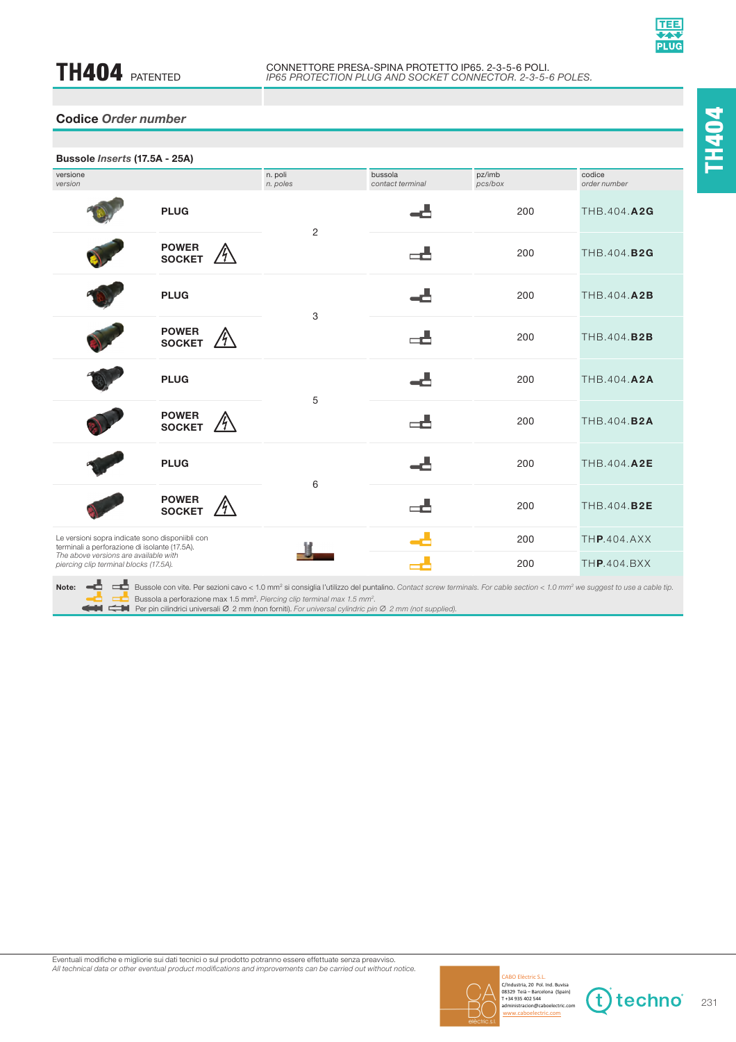# TH404 PATENTED

CONNETTORE PRESA-SPINA PROTETTO IP65. 2-3-5-6 POLI.
*IP65 PROTECTION PLUG AND SOCKET CONNECTOR. 2-3-5-6 POLES.*

## Codice *Order number*

### Bussole *Inserts* (17.5A - 25A)

| versione *version* | | n. poli *n. poles* | bussola *contact terminal* | pz/imb *pcs/box* | codice *order number* |
|---|---|---|---|---|---|
| | PLUG | 2 | | 200 | THB.404.**A2G** |
| | POWER SOCKET | | | 200 | THB.404.**B2G** |
| | PLUG | 3 | | 200 | THB.404.**A2B** |
| | POWER SOCKET | | | 200 | THB.404.**B2B** |
| | PLUG | 5 | | 200 | THB.404.**A2A** |
| | POWER SOCKET | | | 200 | THB.404.**B2A** |
| | PLUG | 6 | | 200 | THB.404.**A2E** |
| | POWER SOCKET | | | 200 | THB.404.**B2E** |
| Le versioni sopra indicate sono disponibili con terminali a perforazione di isolante (17.5A). *The above versions are available with piercing clip terminal blocks (17.5A).* | | | | 200 | TH**P**.404.AXX |
| | | | | 200 | TH**P**.404.BXX |

**Note:** Bussole con vite. Per sezioni cavo < 1.0 mm² si consiglia l'utilizzo del puntalino. *Contact screw terminals. For cable section < 1.0 mm² we suggest to use a cable tip.*
Bussola a perforazione max 1.5 mm². *Piercing clip terminal max 1.5 mm².*
Per pin cilindrici universali Ø 2 mm (non forniti). *For universal cylindric pin Ø 2 mm (not supplied).*

Eventuali modifiche e migliorie sui dati tecnici o sul prodotto potranno essere effettuate senza preavviso.
*All technical data or other eventual product modifications and improvements can be carried out without notice.*

CABO Electric S.L.
C/Industria, 20 Pol. Ind. Buvisa
08329 Teià – Barcelona (Spain)
T +34 935 402 544
administracion@caboelectric.com
www.caboelectric.com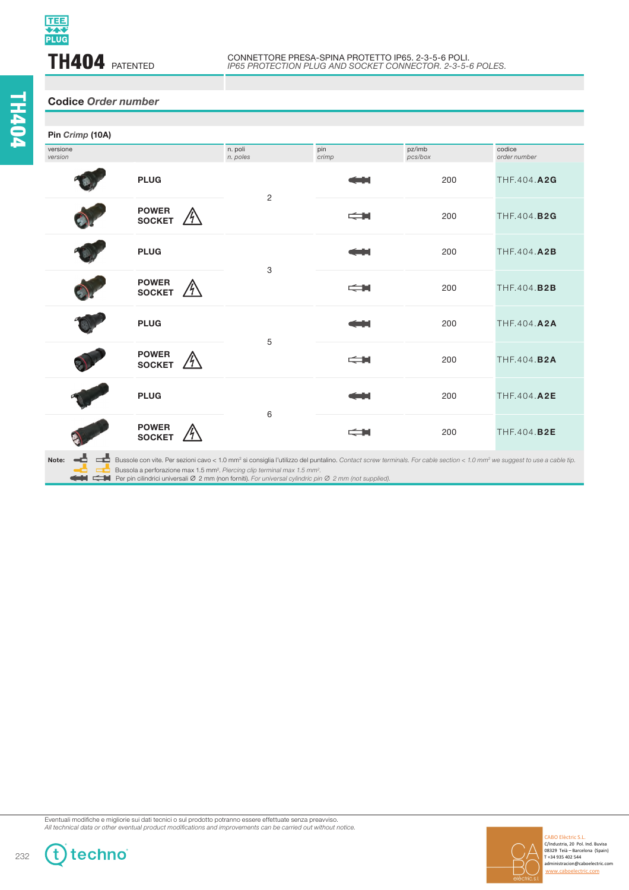# TH404 PATENTED

CONNETTORE PRESA-SPINA PROTETTO IP65. 2-3-5-6 POLI.
*IP65 PROTECTION PLUG AND SOCKET CONNECTOR. 2-3-5-6 POLES.*

## Codice *Order number*

**Pin** ***Crimp*** **(10A)**

| versione *version* | | n. poli *n. poles* | pin *crimp* | pz/imb *pcs/box* | codice *order number* |
|---|---|---|---|---|---|
| | PLUG | 2 | | 200 | THF.404.**A2G** |
| | POWER SOCKET | | | 200 | THF.404.**B2G** |
| | PLUG | 3 | | 200 | THF.404.**A2B** |
| | POWER SOCKET | | | 200 | THF.404.**B2B** |
| | PLUG | 5 | | 200 | THF.404.**A2A** |
| | POWER SOCKET | | | 200 | THF.404.**B2A** |
| | PLUG | 6 | | 200 | THF.404.**A2E** |
| | POWER SOCKET | | | 200 | THF.404.**B2E** |

**Note:** Bussole con vite. Per sezioni cavo < 1.0 mm² si consiglia l'utilizzo del puntalino. *Contact screw terminals. For cable section < 1.0 mm² we suggest to use a cable tip.*
Bussola a perforazione max 1.5 mm². *Piercing clip terminal max 1.5 mm².*
Per pin cilindrici universali Ø 2 mm (non forniti). *For universal cylindric pin Ø 2 mm (not supplied).*

Eventuali modifiche e migliorie sui dati tecnici o sul prodotto potranno essere effettuate senza preavviso.
*All technical data or other eventual product modifications and improvements can be carried out without notice.*

CABO Elèctric S.L.
C/Industria, 20 Pol. Ind. Buvisa
08329 Teià – Barcelona (Spain)
T +34 935 402 544
administracion@caboelectric.com
www.caboelectric.com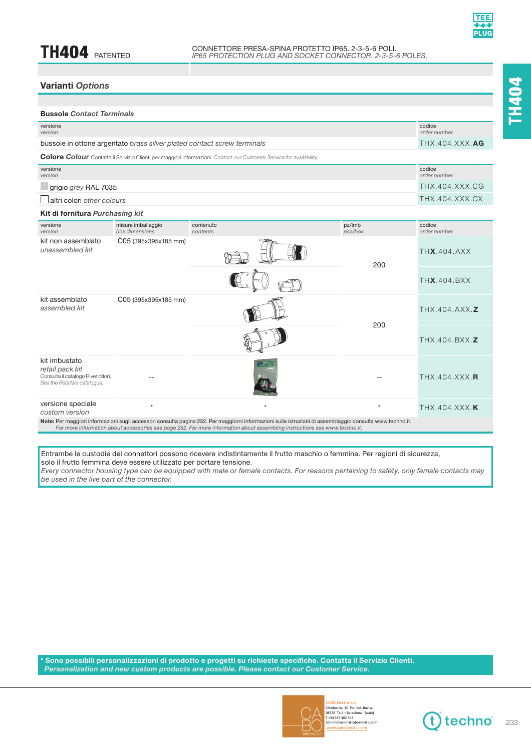# TH404 PATENTED

CONNETTORE PRESA-SPINA PROTETTO IP65. 2-3-5-6 POLI.
*IP65 PROTECTION PLUG AND SOCKET CONNECTOR. 2-3-5-6 POLES.*

## Varianti *Options*

### Bussole *Contact Terminals*

| versione *version* | codice *order number* |
|---|---|
| bussole in ottone argentato *brass silver plated contact screw terminals* | THX.404.XXX.**AG** |

### Colore *Colour*

Contatta il Servizio Clienti per maggiori informazioni. *Contact our Customer Service for availability.*

| versione *version* | codice *order number* |
|---|---|
| grigio *grey* RAL 7035 | THX.404.XXX.CG |
| altri colori *other colours* | THX.404.XXX.CX |

### Kit di fornitura *Purchasing kit*

| versione *version* | misure imballaggio *box dimensions* | contenuto *contents* | pz/imb *pcs/box* | codice *order number* |
|---|---|---|---|---|
| kit non assemblato *unassembled kit* | C05 (395x395x185 mm) | | 200 | TH**X**.404.AXX |
| | | | | TH**X**.404.BXX |
| kit assemblato *assembled kit* | C05 (395x395x185 mm) | | 200 | THX.404.AXX.**Z** |
| | | | | THX.404.BXX.**Z** |
| kit imbustato *retail pack kit* Consulta il catalogo Rivenditori. *See the Retailers catalogue.* | -- | | -- | THX.404.XXX.**R** |
| versione speciale *custom version* | * | * | * | THX.404.XXX.**K** |

**Note:** Per maggiori informazioni sugli accessori consulta pagina 252. Per maggiorni informazioni sulle istruzioni di assemblaggio consulta www.techno.it.
*For more information about accessories see page 252. For more information about assembling instructions see www.techno.it.*

Entrambe le custodie dei connettori possono ricevere indistintamente il frutto maschio o femmina. Per ragioni di sicurezza, solo il frutto femmina deve essere utilizzato per portare tensione.
*Every connector housing type can be equipped with male or female contacts. For reasons pertaining to safety, only female contacts may be used in the live part of the connector.*

**\* Sono possibili personalizzazioni di prodotto e progetti su richieste specifiche. Contatta il Servizio Clienti.**
***Personalization and new custom products are possible. Please contact our Customer Service.***

CABO Eléctric S.L.
C/Industria, 20 Pol. Ind. Buvisa
08329 Teià – Barcelona (Spain)
T +34 935 402 544
administracion@caboelectric.com
www.caboelectric.com